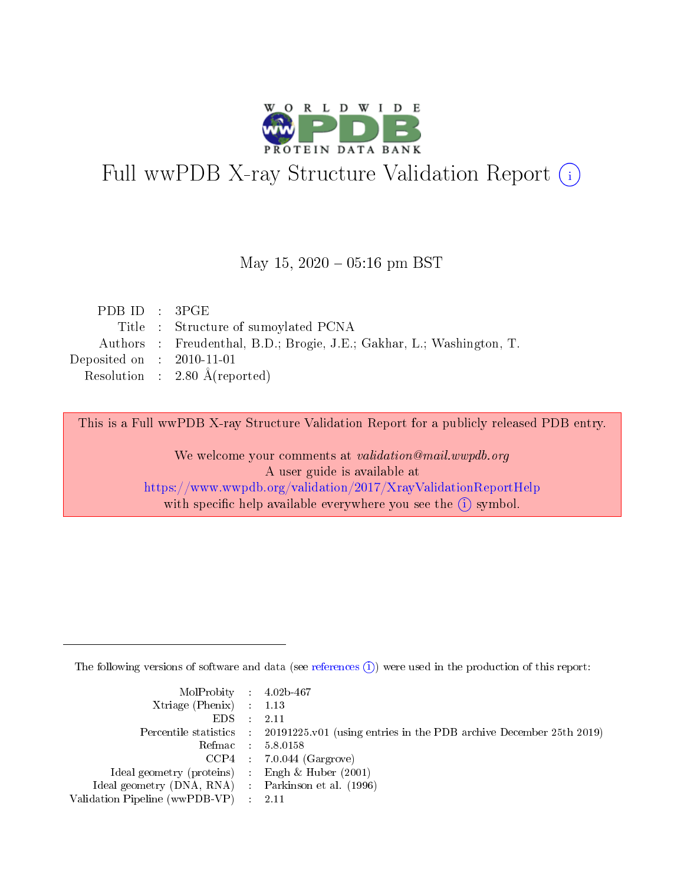# Full wwPDB X-ray Structure Validation Report (i)

May 15, 2020 – 05:16 pm BST

| | | |
|---|---|---|
| PDB ID | : | 3PGE |
| Title | : | Structure of sumoylated PCNA |
| Authors | : | Freudenthal, B.D.; Brogie, J.E.; Gakhar, L.; Washington, T. |
| Deposited on | : | 2010-11-01 |
| Resolution | : | 2.80 Å(reported) |

This is a Full wwPDB X-ray Structure Validation Report for a publicly released PDB entry.

We welcome your comments at *validation@mail.wwpdb.org*
A user guide is available at
https://www.wwpdb.org/validation/2017/XrayValidationReportHelp
with specific help available everywhere you see the (i) symbol.

---

The following versions of software and data (see references (i)) were used in the production of this report:

| | | |
|---|---|---|
| MolProbity | : | 4.02b-467 |
| Xtriage (Phenix) | : | 1.13 |
| EDS | : | 2.11 |
| Percentile statistics | : | 20191225.v01 (using entries in the PDB archive December 25th 2019) |
| Refmac | : | 5.8.0158 |
| CCP4 | : | 7.0.044 (Gargrove) |
| Ideal geometry (proteins) | : | Engh & Huber (2001) |
| Ideal geometry (DNA, RNA) | : | Parkinson et al. (1996) |
| Validation Pipeline (wwPDB-VP) | : | 2.11 |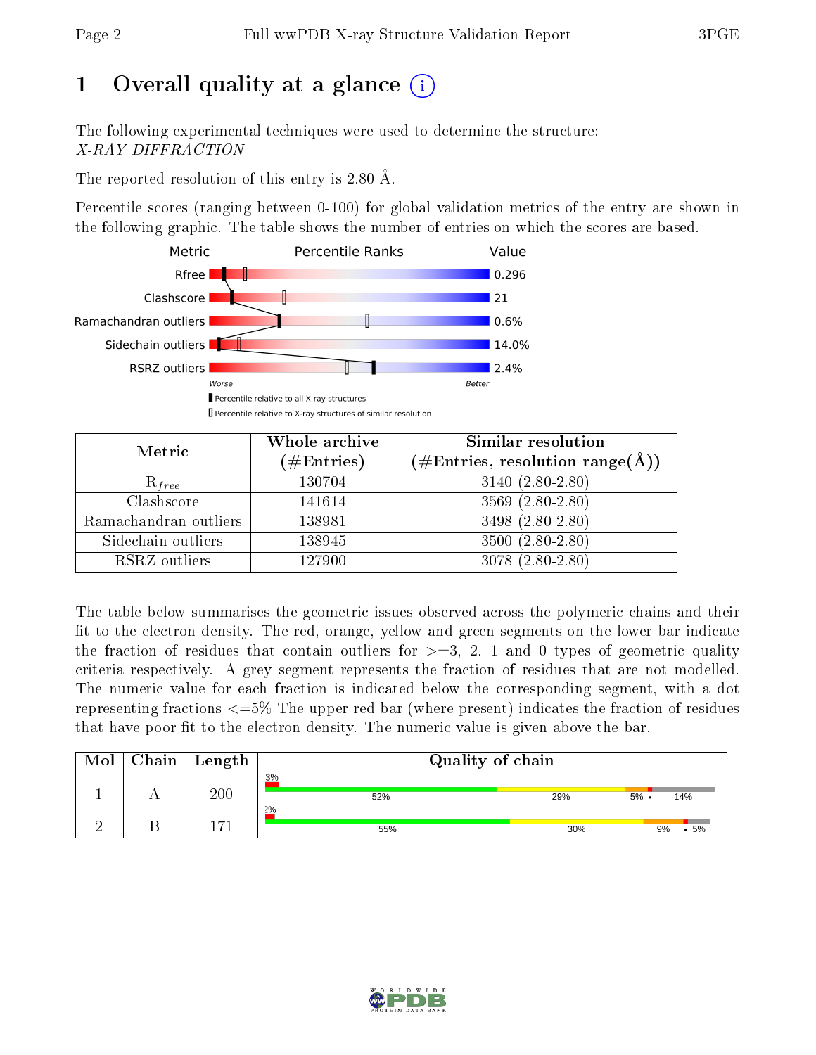# 1 Overall quality at a glance

The following experimental techniques were used to determine the structure:
*X-RAY DIFFRACTION*

The reported resolution of this entry is 2.80 Å.

Percentile scores (ranging between 0-100) for global validation metrics of the entry are shown in the following graphic. The table shows the number of entries on which the scores are based.

| Metric | Value |
|---|---|
| Rfree | 0.296 |
| Clashscore | 21 |
| Ramachandran outliers | 0.6% |
| Sidechain outliers | 14.0% |
| RSRZ outliers | 2.4% |

Worse — Better

▮ Percentile relative to all X-ray structures
▯ Percentile relative to X-ray structures of similar resolution

| Metric | Whole archive (#Entries) | Similar resolution (#Entries, resolution range(Å)) |
|---|---|---|
| $R_{free}$ | 130704 | 3140 (2.80-2.80) |
| Clashscore | 141614 | 3569 (2.80-2.80) |
| Ramachandran outliers | 138981 | 3498 (2.80-2.80) |
| Sidechain outliers | 138945 | 3500 (2.80-2.80) |
| RSRZ outliers | 127900 | 3078 (2.80-2.80) |

The table below summarises the geometric issues observed across the polymeric chains and their fit to the electron density. The red, orange, yellow and green segments on the lower bar indicate the fraction of residues that contain outliers for >=3, 2, 1 and 0 types of geometric quality criteria respectively. A grey segment represents the fraction of residues that are not modelled. The numeric value for each fraction is indicated below the corresponding segment, with a dot representing fractions <=5% The upper red bar (where present) indicates the fraction of residues that have poor fit to the electron density. The numeric value is given above the bar.

| Mol | Chain | Length | Quality of chain |
|---|---|---|---|
| 1 | A | 200 | 3% / 52% · 29% · 5% · • · 14% |
| 2 | B | 171 | 2% / 55% · 30% · 9% · • · 5% |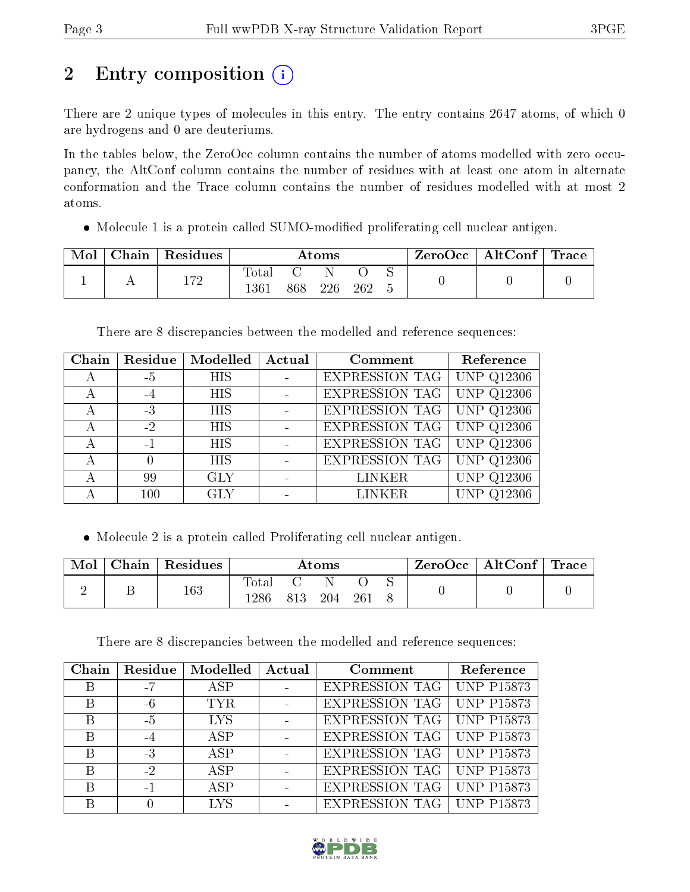# 2 Entry composition

There are 2 unique types of molecules in this entry. The entry contains 2647 atoms, of which 0 are hydrogens and 0 are deuteriums.

In the tables below, the ZeroOcc column contains the number of atoms modelled with zero occupancy, the AltConf column contains the number of residues with at least one atom in alternate conformation and the Trace column contains the number of residues modelled with at most 2 atoms.

- Molecule 1 is a protein called SUMO-modified proliferating cell nuclear antigen.

| Mol | Chain | Residues | Atoms | | | | | ZeroOcc | AltConf | Trace |
|---|---|---|---|---|---|---|---|---|---|---|
| | | | Total | C | N | O | S | | | |
| 1 | A | 172 | 1361 | 868 | 226 | 262 | 5 | 0 | 0 | 0 |

There are 8 discrepancies between the modelled and reference sequences:

| Chain | Residue | Modelled | Actual | Comment | Reference |
|---|---|---|---|---|---|
| A | -5 | HIS | - | EXPRESSION TAG | UNP Q12306 |
| A | -4 | HIS | - | EXPRESSION TAG | UNP Q12306 |
| A | -3 | HIS | - | EXPRESSION TAG | UNP Q12306 |
| A | -2 | HIS | - | EXPRESSION TAG | UNP Q12306 |
| A | -1 | HIS | - | EXPRESSION TAG | UNP Q12306 |
| A | 0 | HIS | - | EXPRESSION TAG | UNP Q12306 |
| A | 99 | GLY | - | LINKER | UNP Q12306 |
| A | 100 | GLY | - | LINKER | UNP Q12306 |

- Molecule 2 is a protein called Proliferating cell nuclear antigen.

| Mol | Chain | Residues | Atoms | | | | | ZeroOcc | AltConf | Trace |
|---|---|---|---|---|---|---|---|---|---|---|
| | | | Total | C | N | O | S | | | |
| 2 | B | 163 | 1286 | 813 | 204 | 261 | 8 | 0 | 0 | 0 |

There are 8 discrepancies between the modelled and reference sequences:

| Chain | Residue | Modelled | Actual | Comment | Reference |
|---|---|---|---|---|---|
| B | -7 | ASP | - | EXPRESSION TAG | UNP P15873 |
| B | -6 | TYR | - | EXPRESSION TAG | UNP P15873 |
| B | -5 | LYS | - | EXPRESSION TAG | UNP P15873 |
| B | -4 | ASP | - | EXPRESSION TAG | UNP P15873 |
| B | -3 | ASP | - | EXPRESSION TAG | UNP P15873 |
| B | -2 | ASP | - | EXPRESSION TAG | UNP P15873 |
| B | -1 | ASP | - | EXPRESSION TAG | UNP P15873 |
| B | 0 | LYS | - | EXPRESSION TAG | UNP P15873 |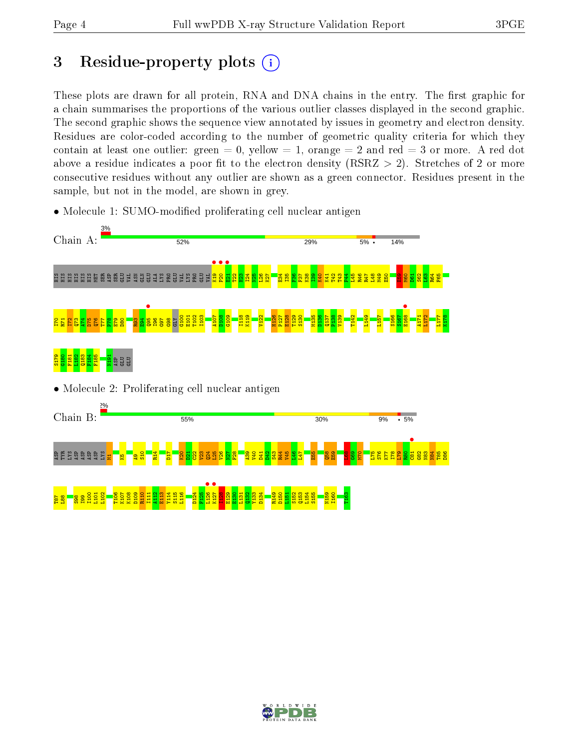# 3 Residue-property plots

These plots are drawn for all protein, RNA and DNA chains in the entry. The first graphic for a chain summarises the proportions of the various outlier classes displayed in the second graphic. The second graphic shows the sequence view annotated by issues in geometry and electron density. Residues are color-coded according to the number of geometric quality criteria for which they contain at least one outlier: green = 0, yellow = 1, orange = 2 and red = 3 or more. A red dot above a residue indicates a poor fit to the electron density (RSRZ > 2). Stretches of 2 or more consecutive residues without any outlier are shown as a green connector. Residues present in the sample, but not in the model, are shown in grey.

- Molecule 1: SUMO-modified proliferating cell nuclear antigen

Chain A: 3% | 52% | 29% | 5% • | 14%

HIS HIS HIS HIS HIS HIS MET SER ASP SER GLU VAL ASN GLN GLU ALA LYS PRO GLU VAL LYS PRO GLU VAL K19 P20 E21 T22 H23 I24 N25 L26 K27 E34 I35 F36 T37 K38 I39 K40 K41 T42 T43 F44 L45 R46 R47 L48 M49 E50 L59 M60 D61 S62 L63 R64 F65 I70 R71 I72 Q73 A74 D75 Q76 T77 F78 E79 D80 R93 E94 Q95 I96 G97 Q98 GLY V100 E101 T102 I103 A107 V108 G109 I118 K119 V122 H126 P127 E128 T129 S130 M135 D136 Q137 F138 V139 T142 L149 L157 S166 S167 E168 A171 L172 I177 K178 S179 G180 F181 L182 Q183 F184 F185 N191 ASP GLU GLU

- Molecule 2: Proliferating cell nuclear antigen

Chain B: 2% | 55% | 30% | 9% • | 5%

ASP TYR LYS ASP ASP ASP LYS M1 K5 A9 S10 R14 D17 K20 D21 C22 V23 Q24 L25 V26 N27 F28 A39 V40 D41 D42 S43 R44 V45 L46 L47 E55 Q58 E59 L68 G69 M70 L75 S76 K77 T78 L79 R80 C81 G82 N83 M84 T85 D86 T87 L88 S98 I99 L100 I101 L102 T106 K107 K108 D109 R110 I111 A112 E113 Y114 S115 L116 D124 F125 L126 K127 I128 E129 E130 L131 Q132 Y133 D134 R149 D150 L151 S152 Q153 L154 S155 N159 I160 T163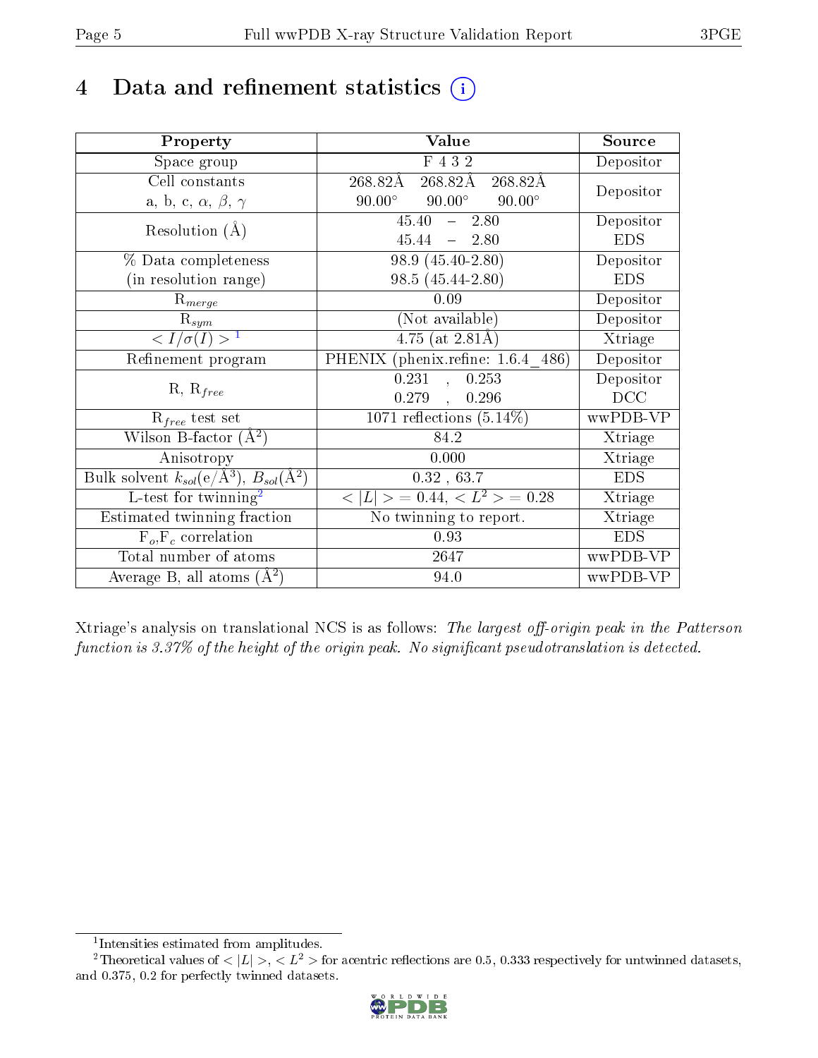# 4 Data and refinement statistics (i)

| Property | Value | Source |
|---|---|---|
| Space group | F 4 3 2 | Depositor |
| Cell constants<br>a, b, c, $\alpha$, $\beta$, $\gamma$ | 268.82Å 268.82Å 268.82Å<br>90.00° 90.00° 90.00° | Depositor |
| Resolution (Å) | 45.40 – 2.80<br>45.44 – 2.80 | Depositor<br>EDS |
| % Data completeness<br>(in resolution range) | 98.9 (45.40-2.80)<br>98.5 (45.44-2.80) | Depositor<br>EDS |
| $R_{merge}$ | 0.09 | Depositor |
| $R_{sym}$ | (Not available) | Depositor |
| $< I/\sigma(I) >$ [1] | 4.75 (at 2.81Å) | Xtriage |
| Refinement program | PHENIX (phenix.refine: 1.6.4_486) | Depositor |
| R, $R_{free}$ | 0.231 , 0.253<br>0.279 , 0.296 | Depositor<br>DCC |
| $R_{free}$ test set | 1071 reflections (5.14%) | wwPDB-VP |
| Wilson B-factor (Å$^2$) | 84.2 | Xtriage |
| Anisotropy | 0.000 | Xtriage |
| Bulk solvent $k_{sol}$(e/Å$^3$), $B_{sol}$(Å$^2$) | 0.32 , 63.7 | EDS |
| L-test for twinning[2] | $< \|L\| > = 0.44$, $< L^2 > = 0.28$ | Xtriage |
| Estimated twinning fraction | No twinning to report. | Xtriage |
| $F_o$,$F_c$ correlation | 0.93 | EDS |
| Total number of atoms | 2647 | wwPDB-VP |
| Average B, all atoms (Å$^2$) | 94.0 | wwPDB-VP |

Xtriage's analysis on translational NCS is as follows: *The largest off-origin peak in the Patterson function is 3.37% of the height of the origin peak. No significant pseudotranslation is detected.*

[1] Intensities estimated from amplitudes.

[2] Theoretical values of $< |L| >$, $< L^2 >$ for acentric reflections are 0.5, 0.333 respectively for untwinned datasets, and 0.375, 0.2 for perfectly twinned datasets.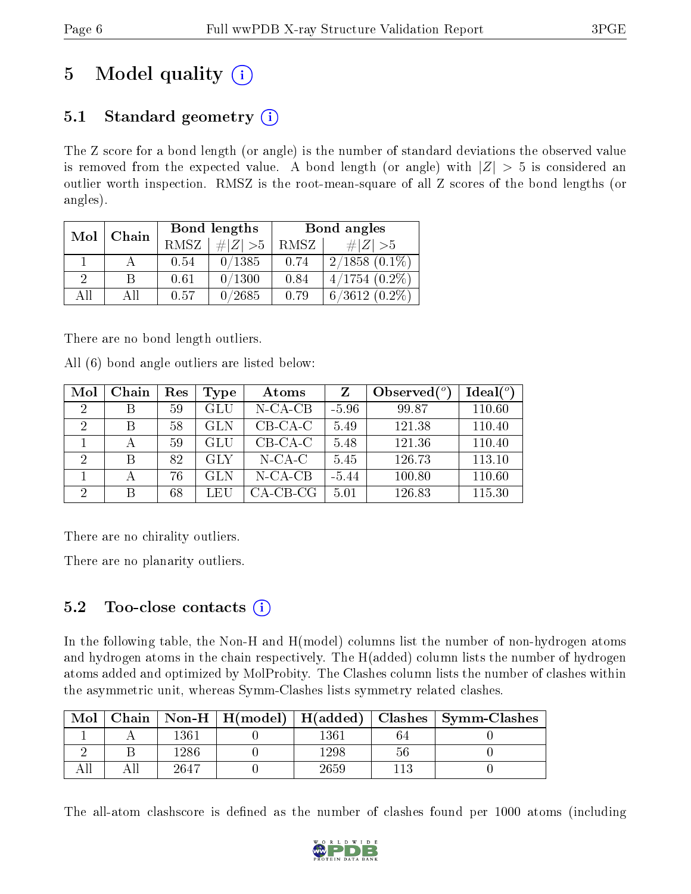# 5 Model quality

## 5.1 Standard geometry

The Z score for a bond length (or angle) is the number of standard deviations the observed value is removed from the expected value. A bond length (or angle) with $|Z| > 5$ is considered an outlier worth inspection. RMSZ is the root-mean-square of all Z scores of the bond lengths (or angles).

| Mol | Chain | Bond lengths | | Bond angles | |
|---|---|---|---|---|---|
| | | RMSZ | #\|Z\| >5 | RMSZ | #\|Z\| >5 |
| 1 | A | 0.54 | 0/1385 | 0.74 | 2/1858 (0.1%) |
| 2 | B | 0.61 | 0/1300 | 0.84 | 4/1754 (0.2%) |
| All | All | 0.57 | 0/2685 | 0.79 | 6/3612 (0.2%) |

There are no bond length outliers.

All (6) bond angle outliers are listed below:

| Mol | Chain | Res | Type | Atoms | Z | Observed($^o$) | Ideal($^o$) |
|---|---|---|---|---|---|---|---|
| 2 | B | 59 | GLU | N-CA-CB | -5.96 | 99.87 | 110.60 |
| 2 | B | 58 | GLN | CB-CA-C | 5.49 | 121.38 | 110.40 |
| 1 | A | 59 | GLU | CB-CA-C | 5.48 | 121.36 | 110.40 |
| 2 | B | 82 | GLY | N-CA-C | 5.45 | 126.73 | 113.10 |
| 1 | A | 76 | GLN | N-CA-CB | -5.44 | 100.80 | 110.60 |
| 2 | B | 68 | LEU | CA-CB-CG | 5.01 | 126.83 | 115.30 |

There are no chirality outliers.

There are no planarity outliers.

## 5.2 Too-close contacts

In the following table, the Non-H and H(model) columns list the number of non-hydrogen atoms and hydrogen atoms in the chain respectively. The H(added) column lists the number of hydrogen atoms added and optimized by MolProbity. The Clashes column lists the number of clashes within the asymmetric unit, whereas Symm-Clashes lists symmetry related clashes.

| Mol | Chain | Non-H | H(model) | H(added) | Clashes | Symm-Clashes |
|---|---|---|---|---|---|---|
| 1 | A | 1361 | 0 | 1361 | 64 | 0 |
| 2 | B | 1286 | 0 | 1298 | 56 | 0 |
| All | All | 2647 | 0 | 2659 | 113 | 0 |

The all-atom clashscore is defined as the number of clashes found per 1000 atoms (including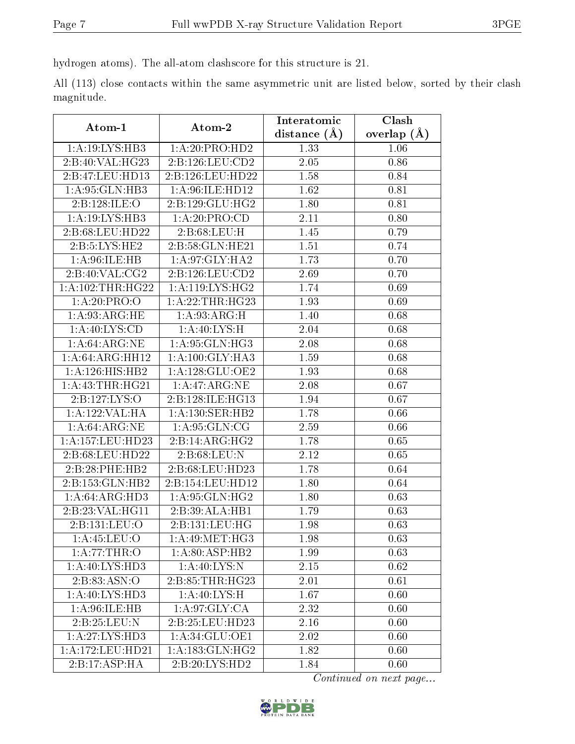hydrogen atoms). The all-atom clashscore for this structure is 21.

All (113) close contacts within the same asymmetric unit are listed below, sorted by their clash magnitude.

| Atom-1 | Atom-2 | Interatomic distance (Å) | Clash overlap (Å) |
|---|---|---|---|
| 1:A:19:LYS:HB3 | 1:A:20:PRO:HD2 | 1.33 | 1.06 |
| 2:B:40:VAL:HG23 | 2:B:126:LEU:CD2 | 2.05 | 0.86 |
| 2:B:47:LEU:HD13 | 2:B:126:LEU:HD22 | 1.58 | 0.84 |
| 1:A:95:GLN:HB3 | 1:A:96:ILE:HD12 | 1.62 | 0.81 |
| 2:B:128:ILE:O | 2:B:129:GLU:HG2 | 1.80 | 0.81 |
| 1:A:19:LYS:HB3 | 1:A:20:PRO:CD | 2.11 | 0.80 |
| 2:B:68:LEU:HD22 | 2:B:68:LEU:H | 1.45 | 0.79 |
| 2:B:5:LYS:HE2 | 2:B:58:GLN:HE21 | 1.51 | 0.74 |
| 1:A:96:ILE:HB | 1:A:97:GLY:HA2 | 1.73 | 0.70 |
| 2:B:40:VAL:CG2 | 2:B:126:LEU:CD2 | 2.69 | 0.70 |
| 1:A:102:THR:HG22 | 1:A:119:LYS:HG2 | 1.74 | 0.69 |
| 1:A:20:PRO:O | 1:A:22:THR:HG23 | 1.93 | 0.69 |
| 1:A:93:ARG:HE | 1:A:93:ARG:H | 1.40 | 0.68 |
| 1:A:40:LYS:CD | 1:A:40:LYS:H | 2.04 | 0.68 |
| 1:A:64:ARG:NE | 1:A:95:GLN:HG3 | 2.08 | 0.68 |
| 1:A:64:ARG:HH12 | 1:A:100:GLY:HA3 | 1.59 | 0.68 |
| 1:A:126:HIS:HB2 | 1:A:128:GLU:OE2 | 1.93 | 0.68 |
| 1:A:43:THR:HG21 | 1:A:47:ARG:NE | 2.08 | 0.67 |
| 2:B:127:LYS:O | 2:B:128:ILE:HG13 | 1.94 | 0.67 |
| 1:A:122:VAL:HA | 1:A:130:SER:HB2 | 1.78 | 0.66 |
| 1:A:64:ARG:NE | 1:A:95:GLN:CG | 2.59 | 0.66 |
| 1:A:157:LEU:HD23 | 2:B:14:ARG:HG2 | 1.78 | 0.65 |
| 2:B:68:LEU:HD22 | 2:B:68:LEU:N | 2.12 | 0.65 |
| 2:B:28:PHE:HB2 | 2:B:68:LEU:HD23 | 1.78 | 0.64 |
| 2:B:153:GLN:HB2 | 2:B:154:LEU:HD12 | 1.80 | 0.64 |
| 1:A:64:ARG:HD3 | 1:A:95:GLN:HG2 | 1.80 | 0.63 |
| 2:B:23:VAL:HG11 | 2:B:39:ALA:HB1 | 1.79 | 0.63 |
| 2:B:131:LEU:O | 2:B:131:LEU:HG | 1.98 | 0.63 |
| 1:A:45:LEU:O | 1:A:49:MET:HG3 | 1.98 | 0.63 |
| 1:A:77:THR:O | 1:A:80:ASP:HB2 | 1.99 | 0.63 |
| 1:A:40:LYS:HD3 | 1:A:40:LYS:N | 2.15 | 0.62 |
| 2:B:83:ASN:O | 2:B:85:THR:HG23 | 2.01 | 0.61 |
| 1:A:40:LYS:HD3 | 1:A:40:LYS:H | 1.67 | 0.60 |
| 1:A:96:ILE:HB | 1:A:97:GLY:CA | 2.32 | 0.60 |
| 2:B:25:LEU:N | 2:B:25:LEU:HD23 | 2.16 | 0.60 |
| 1:A:27:LYS:HD3 | 1:A:34:GLU:OE1 | 2.02 | 0.60 |
| 1:A:172:LEU:HD21 | 1:A:183:GLN:HG2 | 1.82 | 0.60 |
| 2:B:17:ASP:HA | 2:B:20:LYS:HD2 | 1.84 | 0.60 |

*Continued on next page...*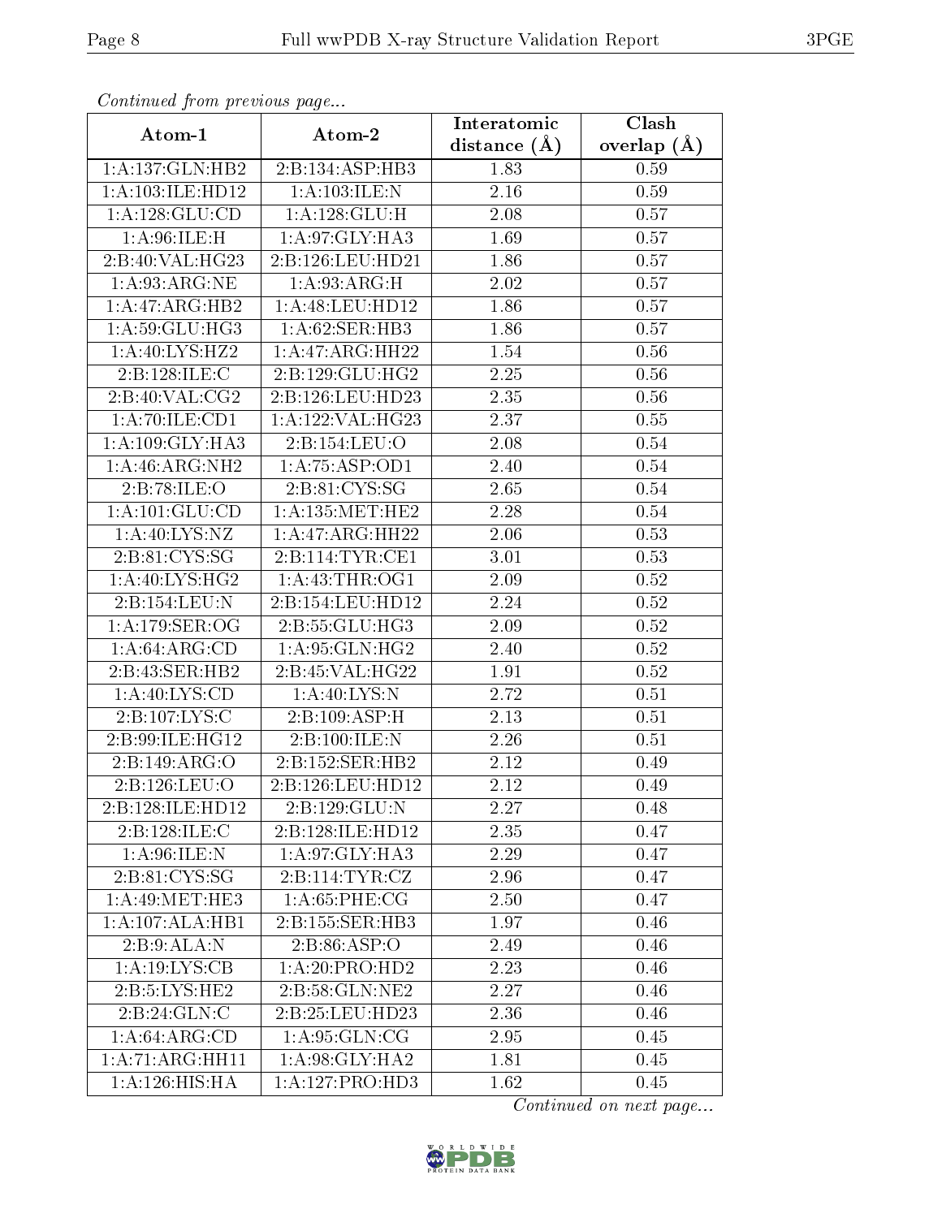*Continued from previous page...*

| Atom-1 | Atom-2 | Interatomic distance (Å) | Clash overlap (Å) |
|---|---|---|---|
| 1:A:137:GLN:HB2 | 2:B:134:ASP:HB3 | 1.83 | 0.59 |
| 1:A:103:ILE:HD12 | 1:A:103:ILE:N | 2.16 | 0.59 |
| 1:A:128:GLU:CD | 1:A:128:GLU:H | 2.08 | 0.57 |
| 1:A:96:ILE:H | 1:A:97:GLY:HA3 | 1.69 | 0.57 |
| 2:B:40:VAL:HG23 | 2:B:126:LEU:HD21 | 1.86 | 0.57 |
| 1:A:93:ARG:NE | 1:A:93:ARG:H | 2.02 | 0.57 |
| 1:A:47:ARG:HB2 | 1:A:48:LEU:HD12 | 1.86 | 0.57 |
| 1:A:59:GLU:HG3 | 1:A:62:SER:HB3 | 1.86 | 0.57 |
| 1:A:40:LYS:HZ2 | 1:A:47:ARG:HH22 | 1.54 | 0.56 |
| 2:B:128:ILE:C | 2:B:129:GLU:HG2 | 2.25 | 0.56 |
| 2:B:40:VAL:CG2 | 2:B:126:LEU:HD23 | 2.35 | 0.56 |
| 1:A:70:ILE:CD1 | 1:A:122:VAL:HG23 | 2.37 | 0.55 |
| 1:A:109:GLY:HA3 | 2:B:154:LEU:O | 2.08 | 0.54 |
| 1:A:46:ARG:NH2 | 1:A:75:ASP:OD1 | 2.40 | 0.54 |
| 2:B:78:ILE:O | 2:B:81:CYS:SG | 2.65 | 0.54 |
| 1:A:101:GLU:CD | 1:A:135:MET:HE2 | 2.28 | 0.54 |
| 1:A:40:LYS:NZ | 1:A:47:ARG:HH22 | 2.06 | 0.53 |
| 2:B:81:CYS:SG | 2:B:114:TYR:CE1 | 3.01 | 0.53 |
| 1:A:40:LYS:HG2 | 1:A:43:THR:OG1 | 2.09 | 0.52 |
| 2:B:154:LEU:N | 2:B:154:LEU:HD12 | 2.24 | 0.52 |
| 1:A:179:SER:OG | 2:B:55:GLU:HG3 | 2.09 | 0.52 |
| 1:A:64:ARG:CD | 1:A:95:GLN:HG2 | 2.40 | 0.52 |
| 2:B:43:SER:HB2 | 2:B:45:VAL:HG22 | 1.91 | 0.52 |
| 1:A:40:LYS:CD | 1:A:40:LYS:N | 2.72 | 0.51 |
| 2:B:107:LYS:C | 2:B:109:ASP:H | 2.13 | 0.51 |
| 2:B:99:ILE:HG12 | 2:B:100:ILE:N | 2.26 | 0.51 |
| 2:B:149:ARG:O | 2:B:152:SER:HB2 | 2.12 | 0.49 |
| 2:B:126:LEU:O | 2:B:126:LEU:HD12 | 2.12 | 0.49 |
| 2:B:128:ILE:HD12 | 2:B:129:GLU:N | 2.27 | 0.48 |
| 2:B:128:ILE:C | 2:B:128:ILE:HD12 | 2.35 | 0.47 |
| 1:A:96:ILE:N | 1:A:97:GLY:HA3 | 2.29 | 0.47 |
| 2:B:81:CYS:SG | 2:B:114:TYR:CZ | 2.96 | 0.47 |
| 1:A:49:MET:HE3 | 1:A:65:PHE:CG | 2.50 | 0.47 |
| 1:A:107:ALA:HB1 | 2:B:155:SER:HB3 | 1.97 | 0.46 |
| 2:B:9:ALA:N | 2:B:86:ASP:O | 2.49 | 0.46 |
| 1:A:19:LYS:CB | 1:A:20:PRO:HD2 | 2.23 | 0.46 |
| 2:B:5:LYS:HE2 | 2:B:58:GLN:NE2 | 2.27 | 0.46 |
| 2:B:24:GLN:C | 2:B:25:LEU:HD23 | 2.36 | 0.46 |
| 1:A:64:ARG:CD | 1:A:95:GLN:CG | 2.95 | 0.45 |
| 1:A:71:ARG:HH11 | 1:A:98:GLY:HA2 | 1.81 | 0.45 |
| 1:A:126:HIS:HA | 1:A:127:PRO:HD3 | 1.62 | 0.45 |

*Continued on next page...*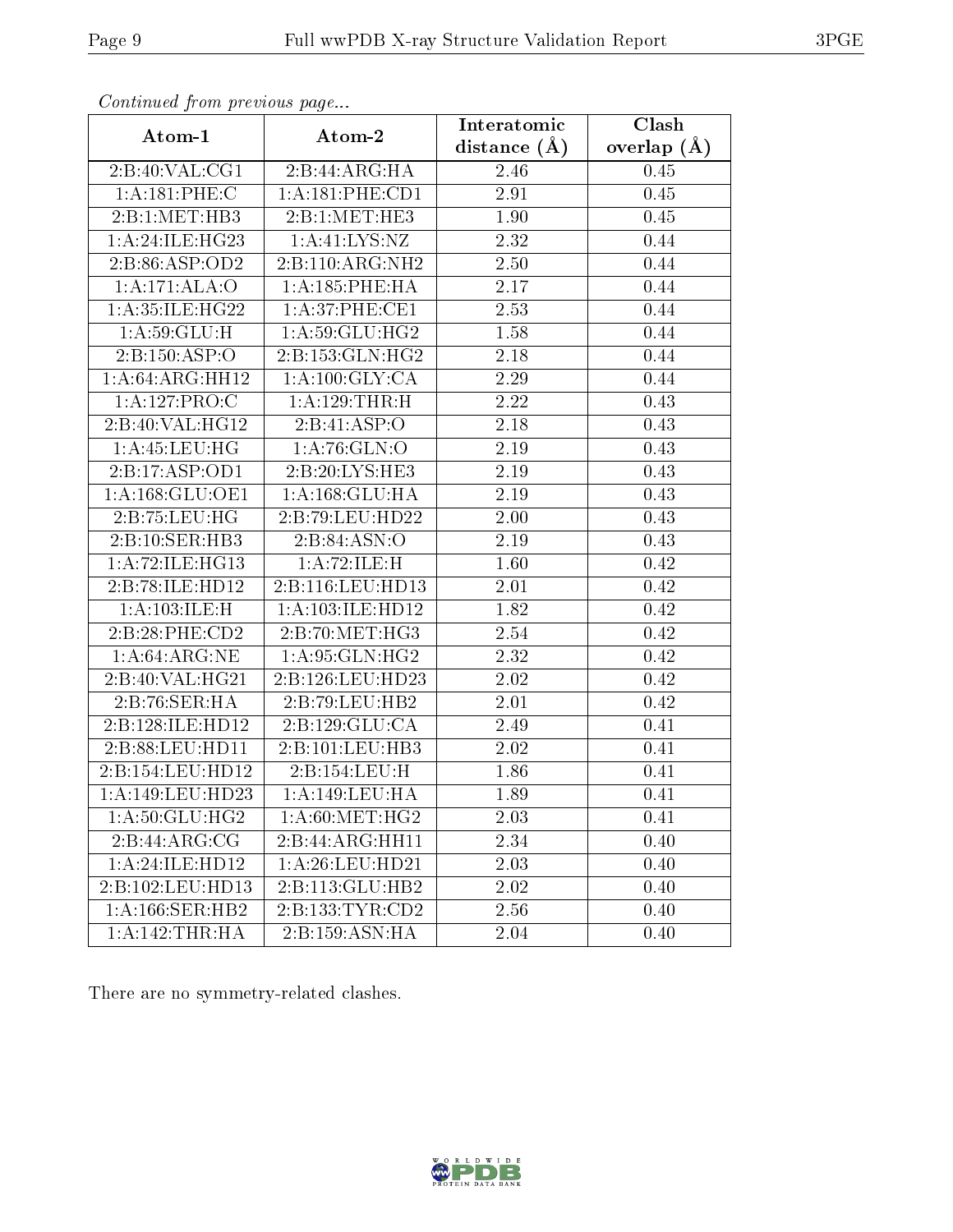*Continued from previous page...*

| Atom-1 | Atom-2 | Interatomic distance (Å) | Clash overlap (Å) |
|---|---|---|---|
| 2:B:40:VAL:CG1 | 2:B:44:ARG:HA | 2.46 | 0.45 |
| 1:A:181:PHE:C | 1:A:181:PHE:CD1 | 2.91 | 0.45 |
| 2:B:1:MET:HB3 | 2:B:1:MET:HE3 | 1.90 | 0.45 |
| 1:A:24:ILE:HG23 | 1:A:41:LYS:NZ | 2.32 | 0.44 |
| 2:B:86:ASP:OD2 | 2:B:110:ARG:NH2 | 2.50 | 0.44 |
| 1:A:171:ALA:O | 1:A:185:PHE:HA | 2.17 | 0.44 |
| 1:A:35:ILE:HG22 | 1:A:37:PHE:CE1 | 2.53 | 0.44 |
| 1:A:59:GLU:H | 1:A:59:GLU:HG2 | 1.58 | 0.44 |
| 2:B:150:ASP:O | 2:B:153:GLN:HG2 | 2.18 | 0.44 |
| 1:A:64:ARG:HH12 | 1:A:100:GLY:CA | 2.29 | 0.44 |
| 1:A:127:PRO:C | 1:A:129:THR:H | 2.22 | 0.43 |
| 2:B:40:VAL:HG12 | 2:B:41:ASP:O | 2.18 | 0.43 |
| 1:A:45:LEU:HG | 1:A:76:GLN:O | 2.19 | 0.43 |
| 2:B:17:ASP:OD1 | 2:B:20:LYS:HE3 | 2.19 | 0.43 |
| 1:A:168:GLU:OE1 | 1:A:168:GLU:HA | 2.19 | 0.43 |
| 2:B:75:LEU:HG | 2:B:79:LEU:HD22 | 2.00 | 0.43 |
| 2:B:10:SER:HB3 | 2:B:84:ASN:O | 2.19 | 0.43 |
| 1:A:72:ILE:HG13 | 1:A:72:ILE:H | 1.60 | 0.42 |
| 2:B:78:ILE:HD12 | 2:B:116:LEU:HD13 | 2.01 | 0.42 |
| 1:A:103:ILE:H | 1:A:103:ILE:HD12 | 1.82 | 0.42 |
| 2:B:28:PHE:CD2 | 2:B:70:MET:HG3 | 2.54 | 0.42 |
| 1:A:64:ARG:NE | 1:A:95:GLN:HG2 | 2.32 | 0.42 |
| 2:B:40:VAL:HG21 | 2:B:126:LEU:HD23 | 2.02 | 0.42 |
| 2:B:76:SER:HA | 2:B:79:LEU:HB2 | 2.01 | 0.42 |
| 2:B:128:ILE:HD12 | 2:B:129:GLU:CA | 2.49 | 0.41 |
| 2:B:88:LEU:HD11 | 2:B:101:LEU:HB3 | 2.02 | 0.41 |
| 2:B:154:LEU:HD12 | 2:B:154:LEU:H | 1.86 | 0.41 |
| 1:A:149:LEU:HD23 | 1:A:149:LEU:HA | 1.89 | 0.41 |
| 1:A:50:GLU:HG2 | 1:A:60:MET:HG2 | 2.03 | 0.41 |
| 2:B:44:ARG:CG | 2:B:44:ARG:HH11 | 2.34 | 0.40 |
| 1:A:24:ILE:HD12 | 1:A:26:LEU:HD21 | 2.03 | 0.40 |
| 2:B:102:LEU:HD13 | 2:B:113:GLU:HB2 | 2.02 | 0.40 |
| 1:A:166:SER:HB2 | 2:B:133:TYR:CD2 | 2.56 | 0.40 |
| 1:A:142:THR:HA | 2:B:159:ASN:HA | 2.04 | 0.40 |

There are no symmetry-related clashes.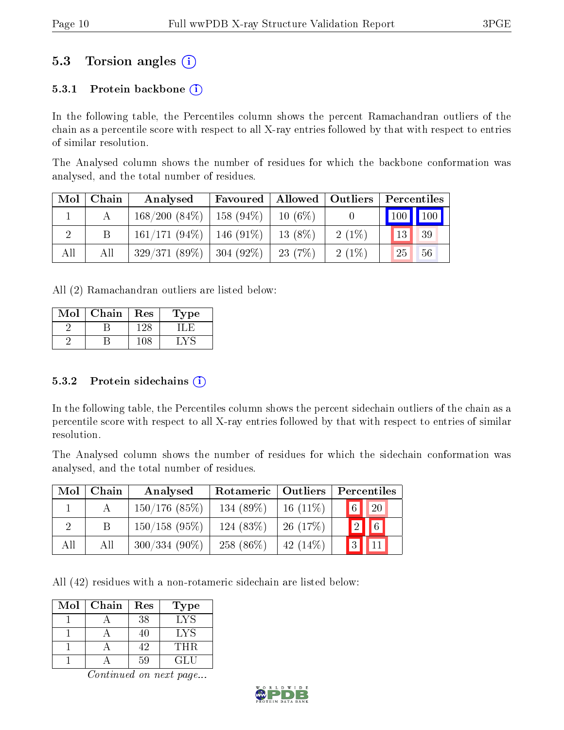## 5.3 Torsion angles (i)

### 5.3.1 Protein backbone (i)

In the following table, the Percentiles column shows the percent Ramachandran outliers of the chain as a percentile score with respect to all X-ray entries followed by that with respect to entries of similar resolution.

The Analysed column shows the number of residues for which the backbone conformation was analysed, and the total number of residues.

| Mol | Chain | Analysed | Favoured | Allowed | Outliers | Percentiles | |
|---|---|---|---|---|---|---|---|
| 1 | A | 168/200 (84%) | 158 (94%) | 10 (6%) | 0 | 100 | 100 |
| 2 | B | 161/171 (94%) | 146 (91%) | 13 (8%) | 2 (1%) | 13 | 39 |
| All | All | 329/371 (89%) | 304 (92%) | 23 (7%) | 2 (1%) | 25 | 56 |

All (2) Ramachandran outliers are listed below:

| Mol | Chain | Res | Type |
|---|---|---|---|
| 2 | B | 128 | ILE |
| 2 | B | 108 | LYS |

### 5.3.2 Protein sidechains (i)

In the following table, the Percentiles column shows the percent sidechain outliers of the chain as a percentile score with respect to all X-ray entries followed by that with respect to entries of similar resolution.

The Analysed column shows the number of residues for which the sidechain conformation was analysed, and the total number of residues.

| Mol | Chain | Analysed | Rotameric | Outliers | Percentiles | |
|---|---|---|---|---|---|---|
| 1 | A | 150/176 (85%) | 134 (89%) | 16 (11%) | 6 | 20 |
| 2 | B | 150/158 (95%) | 124 (83%) | 26 (17%) | 2 | 6 |
| All | All | 300/334 (90%) | 258 (86%) | 42 (14%) | 3 | 11 |

All (42) residues with a non-rotameric sidechain are listed below:

| Mol | Chain | Res | Type |
|---|---|---|---|
| 1 | A | 38 | LYS |
| 1 | A | 40 | LYS |
| 1 | A | 42 | THR |
| 1 | A | 59 | GLU |

*Continued on next page...*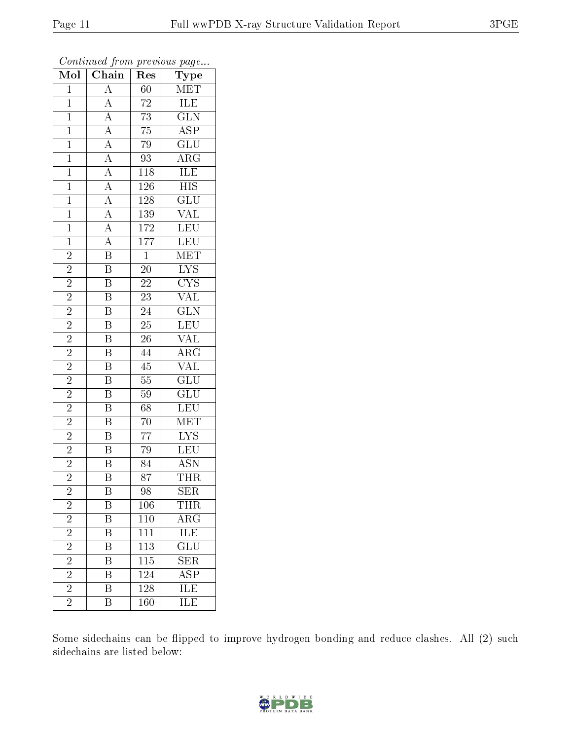*Continued from previous page...*

| Mol | Chain | Res | Type |
|---|---|---|---|
| 1 | A | 60 | MET |
| 1 | A | 72 | ILE |
| 1 | A | 73 | GLN |
| 1 | A | 75 | ASP |
| 1 | A | 79 | GLU |
| 1 | A | 93 | ARG |
| 1 | A | 118 | ILE |
| 1 | A | 126 | HIS |
| 1 | A | 128 | GLU |
| 1 | A | 139 | VAL |
| 1 | A | 172 | LEU |
| 1 | A | 177 | LEU |
| 2 | B | 1 | MET |
| 2 | B | 20 | LYS |
| 2 | B | 22 | CYS |
| 2 | B | 23 | VAL |
| 2 | B | 24 | GLN |
| 2 | B | 25 | LEU |
| 2 | B | 26 | VAL |
| 2 | B | 44 | ARG |
| 2 | B | 45 | VAL |
| 2 | B | 55 | GLU |
| 2 | B | 59 | GLU |
| 2 | B | 68 | LEU |
| 2 | B | 70 | MET |
| 2 | B | 77 | LYS |
| 2 | B | 79 | LEU |
| 2 | B | 84 | ASN |
| 2 | B | 87 | THR |
| 2 | B | 98 | SER |
| 2 | B | 106 | THR |
| 2 | B | 110 | ARG |
| 2 | B | 111 | ILE |
| 2 | B | 113 | GLU |
| 2 | B | 115 | SER |
| 2 | B | 124 | ASP |
| 2 | B | 128 | ILE |
| 2 | B | 160 | ILE |

Some sidechains can be flipped to improve hydrogen bonding and reduce clashes. All (2) such sidechains are listed below: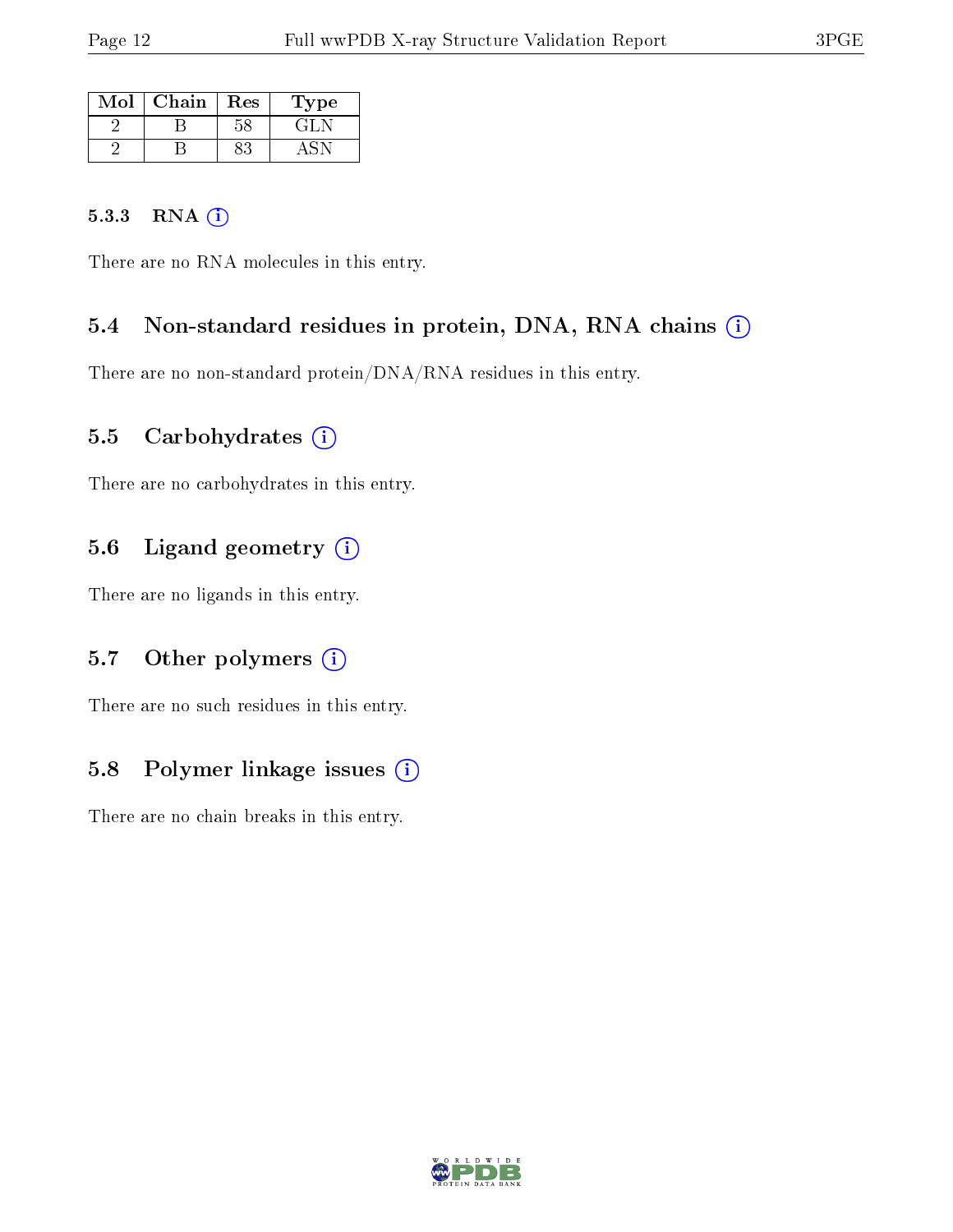| Mol | Chain | Res | Type |
|---|---|---|---|
| 2 | B | 58 | GLN |
| 2 | B | 83 | ASN |

#### 5.3.3 RNA

There are no RNA molecules in this entry.

### 5.4 Non-standard residues in protein, DNA, RNA chains

There are no non-standard protein/DNA/RNA residues in this entry.

### 5.5 Carbohydrates

There are no carbohydrates in this entry.

### 5.6 Ligand geometry

There are no ligands in this entry.

### 5.7 Other polymers

There are no such residues in this entry.

### 5.8 Polymer linkage issues

There are no chain breaks in this entry.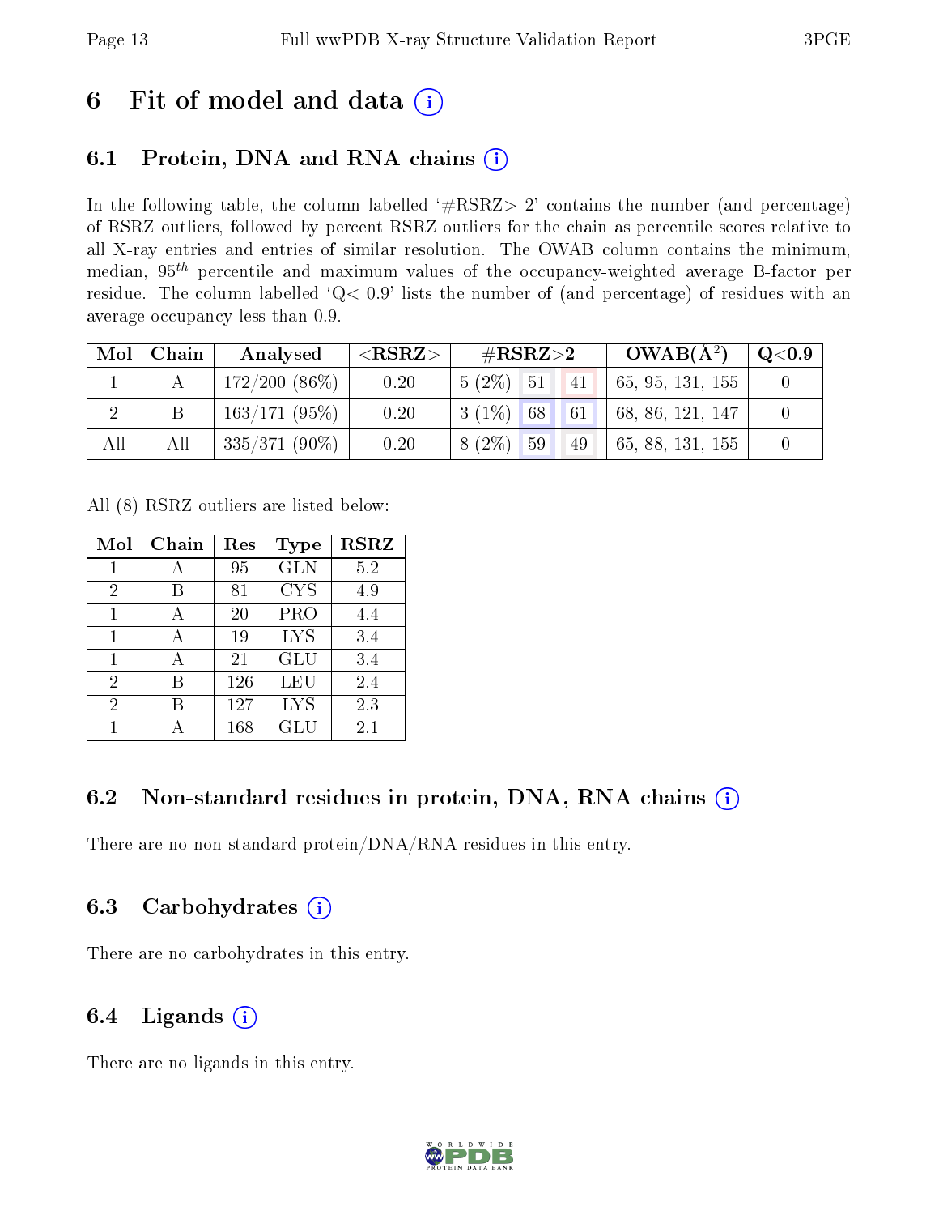# 6 Fit of model and data

## 6.1 Protein, DNA and RNA chains

In the following table, the column labelled '#RSRZ> 2' contains the number (and percentage) of RSRZ outliers, followed by percent RSRZ outliers for the chain as percentile scores relative to all X-ray entries and entries of similar resolution. The OWAB column contains the minimum, median, $95^{th}$ percentile and maximum values of the occupancy-weighted average B-factor per residue. The column labelled 'Q< 0.9' lists the number of (and percentage) of residues with an average occupancy less than 0.9.

| Mol | Chain | Analysed | <RSRZ> | #RSRZ>2 | | | OWAB(Å$^2$) | Q<0.9 |
|---|---|---|---|---|---|---|---|---|
| 1 | A | 172/200 (86%) | 0.20 | 5 (2%) | 51 | 41 | 65, 95, 131, 155 | 0 |
| 2 | B | 163/171 (95%) | 0.20 | 3 (1%) | 68 | 61 | 68, 86, 121, 147 | 0 |
| All | All | 335/371 (90%) | 0.20 | 8 (2%) | 59 | 49 | 65, 88, 131, 155 | 0 |

All (8) RSRZ outliers are listed below:

| Mol | Chain | Res | Type | RSRZ |
|---|---|---|---|---|
| 1 | A | 95 | GLN | 5.2 |
| 2 | B | 81 | CYS | 4.9 |
| 1 | A | 20 | PRO | 4.4 |
| 1 | A | 19 | LYS | 3.4 |
| 1 | A | 21 | GLU | 3.4 |
| 2 | B | 126 | LEU | 2.4 |
| 2 | B | 127 | LYS | 2.3 |
| 1 | A | 168 | GLU | 2.1 |

## 6.2 Non-standard residues in protein, DNA, RNA chains

There are no non-standard protein/DNA/RNA residues in this entry.

## 6.3 Carbohydrates

There are no carbohydrates in this entry.

## 6.4 Ligands

There are no ligands in this entry.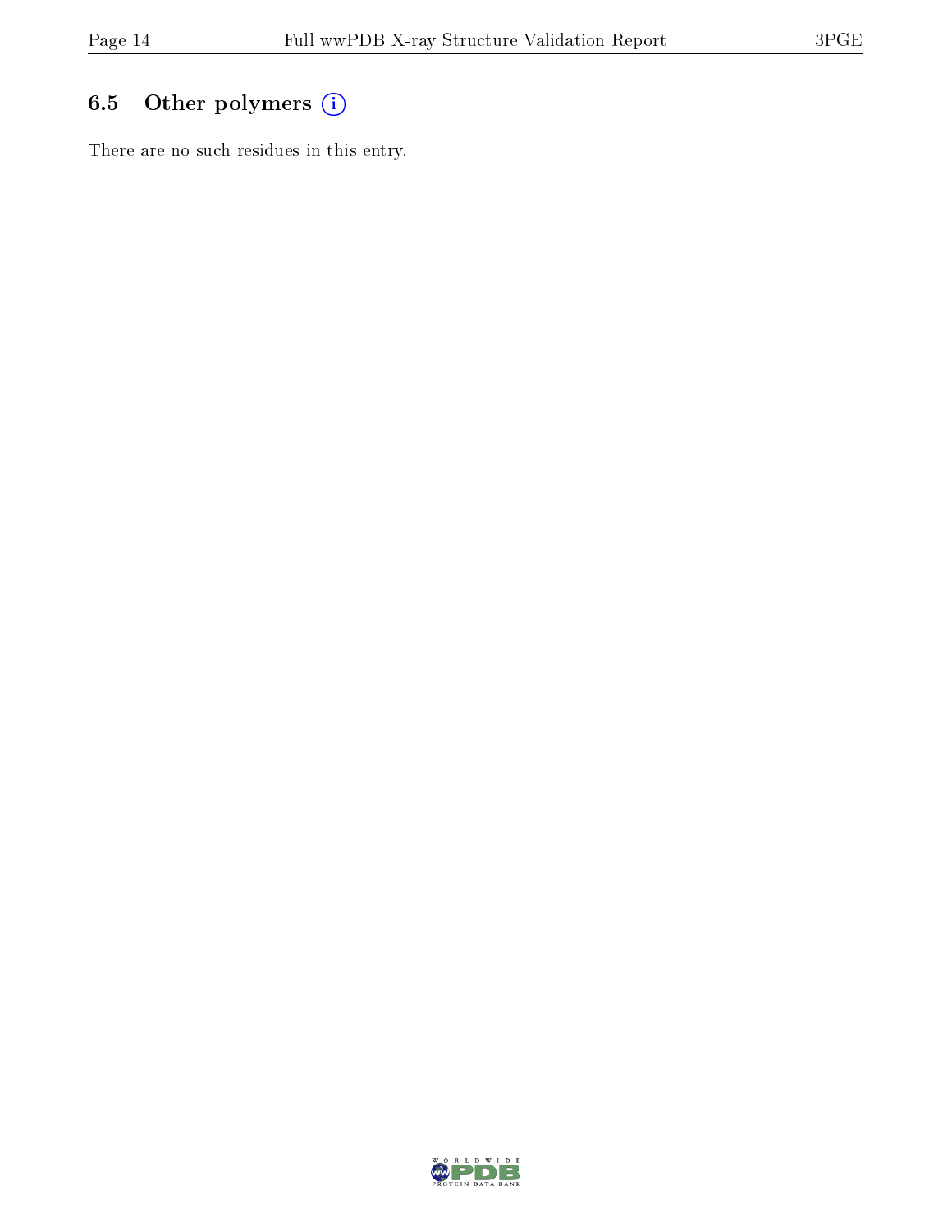## 6.5 Other polymers

There are no such residues in this entry.